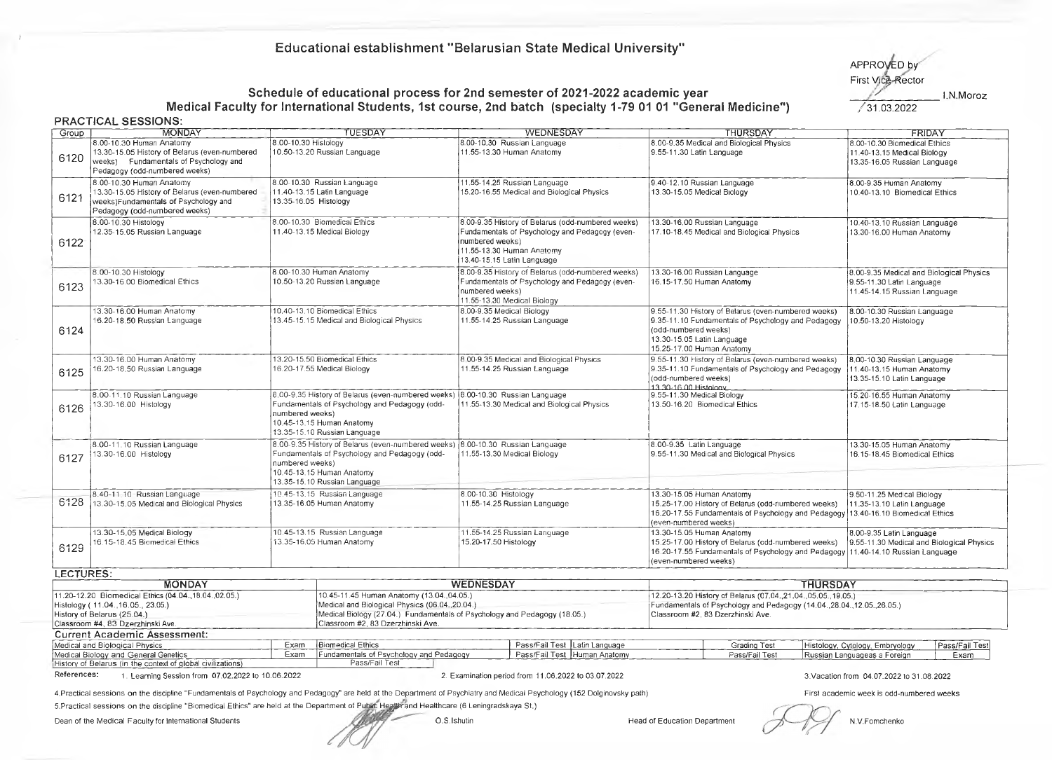## Educational establishment "Belarusian State Medical University"

APPROVED by
First Vice-Rector
_____________ I.N.Moroz
31.03.2022

### Schedule of educational process for 2nd semester of 2021-2022 academic year
### Medical Faculty for International Students, 1st course, 2nd batch (specialty 1-79 01 01 "General Medicine")

**PRACTICAL SESSIONS:**

| Group | MONDAY | TUESDAY | WEDNESDAY | THURSDAY | FRIDAY |
|---|---|---|---|---|---|
| 6120 | 8.00-10.30 Human Anatomy<br>13.30-15.05 History of Belarus (even-numbered weeks) Fundamentals of Psychology and Pedagogy (odd-numbered weeks) | 8.00-10.30 Histology<br>10.50-13.20 Russian Language | 8.00-10.30 Russian Language<br>11.55-13.30 Human Anatomy | 8.00-9.35 Medical and Biological Physics<br>9.55-11.30 Latin Language | 8.00-10.30 Biomedical Ethics<br>11.40-13.15 Medical Biology<br>13.35-16.05 Russian Language |
| 6121 | 8.00-10.30 Human Anatomy<br>13.30-15.05 History of Belarus (even-numbered weeks)Fundamentals of Psychology and Pedagogy (odd-numbered weeks) | 8.00-10.30 Russian Language<br>11.40-13.15 Latin Language<br>13.35-16.05 Histology | 11.55-14.25 Russian Language<br>15.20-16.55 Medical and Biological Physics | 9.40-12.10 Russian Language<br>13.30-15.05 Medical Biology | 8.00-9.35 Human Anatomy<br>10.40-13.10 Biomedical Ethics |
| 6122 | 8.00-10.30 Histology<br>12.35-15.05 Russian Language | 8.00-10.30 Biomedical Ethics<br>11.40-13.15 Medical Biology | 8.00-9.35 History of Belarus (odd-numbered weeks) Fundamentals of Psychology and Pedagogy (even-numbered weeks)<br>11.55-13.30 Human Anatomy<br>13.40-15.15 Latin Language | 13.30-16.00 Russian Language<br>17.10-18.45 Medical and Biological Physics | 10.40-13.10 Russian Language<br>13.30-16.00 Human Anatomy |
| 6123 | 8.00-10.30 Histology<br>13.30-16.00 Biomedical Ethics | 8.00-10.30 Human Anatomy<br>10.50-13.20 Russian Language | 8.00-9.35 History of Belarus (odd-numbered weeks) Fundamentals of Psychology and Pedagogy (even-numbered weeks)<br>11.55-13.30 Medical Biology | 13.30-16.00 Russian Language<br>16.15-17.50 Human Anatomy | 8.00-9.35 Medical and Biological Physics<br>9.55-11.30 Latin Language<br>11.45-14.15 Russian Language |
| 6124 | 13.30-16.00 Human Anatomy<br>16.20-18.50 Russian Language | 10.40-13.10 Biomedical Ethics<br>13.45-15.15 Medical and Biological Physics | 8.00-9.35 Medical Biology<br>11.55-14.25 Russian Language | 9.55-11.30 History of Belarus (even-numbered weeks)<br>9.35-11.10 Fundamentals of Psychology and Pedagogy (odd-numbered weeks)<br>13.30-15.05 Latin Language<br>15.25-17.00 Human Anatomy | 8.00-10.30 Russian Language<br>10.50-13.20 Histology |
| 6125 | 13.30-16.00 Human Anatomy<br>16.20-18.50 Russian Language | 13.20-15.50 Biomedical Ethics<br>16.20-17.55 Medical Biology | 8.00-9.35 Medical and Biological Physics<br>11.55-14.25 Russian Language | 9.55-11.30 History of Belarus (even-numbered weeks)<br>9.35-11.10 Fundamentals of Psychology and Pedagogy (odd-numbered weeks)<br>13.30-16.00 Histology | 8.00-10.30 Russian Language<br>11.40-13.15 Human Anatomy<br>13.35-15.10 Latin Language |
| 6126 | 8.00-11.10 Russian Language<br>13.30-16.00 Histology | 8.00-9.35 History of Belarus (even-numbered weeks) Fundamentals of Psychology and Pedagogy (odd-numbered weeks)<br>10.45-13.15 Human Anatomy<br>13.35-15.10 Russian Language | 8.00-10.30 Russian Language<br>11.55-13.30 Medical and Biological Physics | 9.55-11.30 Medical Biology<br>13.50-16.20 Biomedical Ethics | 15.20-16.55 Human Anatomy<br>17.15-18.50 Latin Language |
| 6127 | 8.00-11.10 Russian Language<br>13.30-16.00 Histology | 8.00-9.35 History of Belarus (even-numbered weeks) Fundamentals of Psychology and Pedagogy (odd-numbered weeks)<br>10.45-13.15 Human Anatomy<br>13.35-15.10 Russian Language | 8.00-10.30 Russian Language<br>11.55-13.30 Medical Biology | 8.00-9.35 Latin Language<br>9.55-11.30 Medical and Biological Physics | 13.30-15.05 Human Anatomy<br>16.15-18.45 Biomedical Ethics |
| 6128 | 8.40-11.10 Russian Language<br>13.30-15.05 Medical and Biological Physics | 10.45-13.15 Russian Language<br>13.35-16.05 Human Anatomy | 8.00-10.30 Histology<br>11.55-14.25 Russian Language | 13.30-15.05 Human Anatomy<br>15.25-17.00 History of Belarus (odd-numbered weeks)<br>16.20-17.55 Fundamentals of Psychology and Pedagogy (even-numbered weeks) | 9.50-11.25 Medical Biology<br>11.35-13.10 Latin Language<br>13.40-16.10 Biomedical Ethics |
| 6129 | 13.30-15.05 Medical Biology<br>16.15-18.45 Biomedical Ethics | 10.45-13.15 Russian Language<br>13.35-16.05 Human Anatomy | 11.55-14.25 Russian Language<br>15.20-17.50 Histology | 13.30-15.05 Human Anatomy<br>15.25-17.00 History of Belarus (odd-numbered weeks)<br>16.20-17.55 Fundamentals of Psychology and Pedagogy (even-numbered weeks) | 8.00-9.35 Latin Language<br>9.55-11.30 Medical and Biological Physics<br>11.40-14.10 Russian Language |

**LECTURES:**

| MONDAY | WEDNESDAY | THURSDAY |
|---|---|---|
| 11.20-12.20 Biomedical Ethics (04.04.,18.04.,02.05.)<br>Histology ( 11.04.,16.05., 23.05.)<br>History of Belarus (25.04.)<br>Classroom #4, 83 Dzerzhinski Ave. | 10.45-11.45 Human Anatomy (13.04.,04.05.)<br>Medical and Biological Physics (06.04.,20.04.)<br>Medical Biology (27.04.) Fundamentals of Psychology and Pedagogy (18.05.)<br>Classroom #2, 83 Dzerzhinski Ave. | 12.20-13.20 History of Belarus (07.04.,21.04.,05.05.,19.05.)<br>Fundamentals of Psychology and Pedagogy (14.04.,28.04.,12.05.,26.05.)<br>Classroom #2, 83 Dzerzhinski Ave. |

**Current Academic Assessment:**

| Discipline | Form | Discipline | Form | Discipline | Form | Discipline | Form |
|---|---|---|---|---|---|---|---|
| Medical and Biological Physics | Exam | Biomedical Ethics | Pass/Fail Test | Latin Language | Grading Test | Histology, Cytology, Embryology | Pass/Fail Test |
| Medical Biology and General Genetics | Exam | Fundamentals of Psychology and Pedagogy | Pass/Fail Test | Human Anatomy | Pass/Fail Test | Russian Languageas a Foreign | Exam |
| History of Belarus (in the context of global civilizations) | Pass/Fail Test | | | | | | |

**References:** 1. Learning Session from 07.02.2022 to 10.06.2022 2. Examination period from 11.06.2022 to 03.07.2022 3.Vacation from 04.07.2022 to 31.08.2022

4.Practical sessions on the discipline "Fundamentals of Psychology and Pedagogy" are held at the Department of Psychiatry and Medical Psychology (152 Dolginovsky path) First academic week is odd-numbered weeks

5.Practical sessions on the discipline "Biomedical Ethics" are held at the Department of Public Health and Healthcare (6 Leningradskaya St.)

Dean of the Medical Faculty for International Students O.S.Ishutin

Head of Education Department N.V.Fomchenko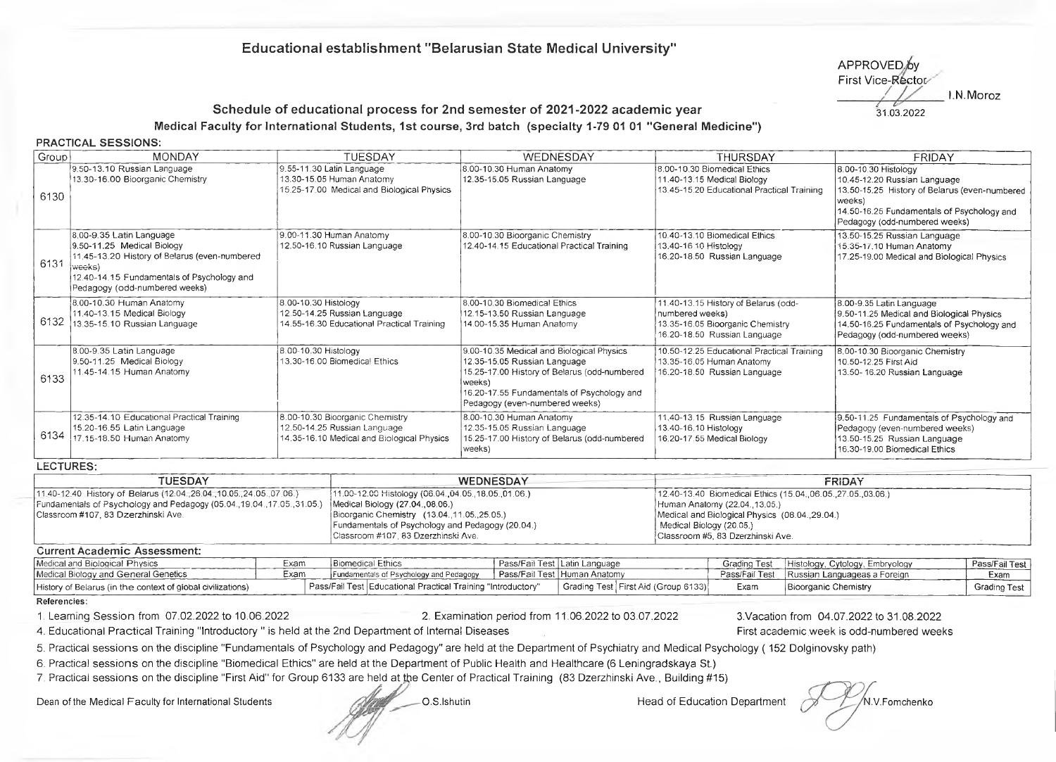# Educational establishment "Belarusian State Medical University"

APPROVED by
First Vice-Rector
I.N.Moroz
31.03.2022

## Schedule of educational process for 2nd semester of 2021-2022 academic year

### Medical Faculty for International Students, 1st course, 3rd batch (specialty 1-79 01 01 "General Medicine")

**PRACTICAL SESSIONS:**

| Group | MONDAY | TUESDAY | WEDNESDAY | THURSDAY | FRIDAY |
|---|---|---|---|---|---|
| 6130 | 9.50-13.10 Russian Language<br>13.30-16.00 Bioorganic Chemistry | 9.55-11.30 Latin Language<br>13.30-15.05 Human Anatomy<br>15.25-17.00 Medical and Biological Physics | 8.00-10.30 Human Anatomy<br>12.35-15.05 Russian Language | 8.00-10.30 Biomedical Ethics<br>11.40-13.15 Medical Biology<br>13.45-15.20 Educational Practical Training | 8.00-10.30 Histology<br>10.45-12.20 Russian Language<br>13.50-15.25 History of Belarus (even-numbered weeks)<br>14.50-16.25 Fundamentals of Psychology and Pedagogy (odd-numbered weeks) |
| 6131 | 8.00-9.35 Latin Language<br>9.50-11.25 Medical Biology<br>11.45-13.20 History of Belarus (even-numbered weeks)<br>12.40-14.15 Fundamentals of Psychology and Pedagogy (odd-numbered weeks) | 9.00-11.30 Human Anatomy<br>12.50-16.10 Russian Language | 8.00-10.30 Bioorganic Chemistry<br>12.40-14.15 Educational Practical Training | 10.40-13.10 Biomedical Ethics<br>13.40-16.10 Histology<br>16.20-18.50 Russian Language | 13.50-15.25 Russian Language<br>15.35-17.10 Human Anatomy<br>17.25-19.00 Medical and Biological Physics |
| 6132 | 8.00-10.30 Human Anatomy<br>11.40-13.15 Medical Biology<br>13.35-15.10 Russian Language | 8.00-10.30 Histology<br>12.50-14.25 Russian Language<br>14.55-16.30 Educational Practical Training | 8.00-10.30 Biomedical Ethics<br>12.15-13.50 Russian Language<br>14.00-15.35 Human Anatomy | 11.40-13.15 History of Belarus (odd-numbered weeks)<br>13.35-16.05 Bioorganic Chemistry<br>16.20-18.50 Russian Language | 8.00-9.35 Latin Language<br>9.50-11.25 Medical and Biological Physics<br>14.50-16.25 Fundamentals of Psychology and Pedagogy (odd-numbered weeks) |
| 6133 | 8.00-9.35 Latin Language<br>9.50-11.25 Medical Biology<br>11.45-14.15 Human Anatomy | 8.00-10.30 Histology<br>13.30-16.00 Biomedical Ethics | 9.00-10.35 Medical and Biological Physics<br>12.35-15.05 Russian Language<br>15.25-17.00 History of Belarus (odd-numbered weeks)<br>16.20-17.55 Fundamentals of Psychology and Pedagogy (even-numbered weeks) | 10.50-12.25 Educational Practical Training<br>13.35-16.05 Human Anatomy<br>16.20-18.50 Russian Language | 8.00-10.30 Bioorganic Chemistry<br>10.50-12.25 First Aid<br>13.50- 16.20 Russian Language |
| 6134 | 12.35-14.10 Educational Practical Training<br>15.20-16.55 Latin Language<br>17.15-18.50 Human Anatomy | 8.00-10.30 Bioorganic Chemistry<br>12.50-14.25 Russian Language<br>14.35-16.10 Medical and Biological Physics | 8.00-10.30 Human Anatomy<br>12.35-15.05 Russian Language<br>15.25-17.00 History of Belarus (odd-numbered weeks) | 11.40-13.15 Russian Language<br>13.40-16.10 Histology<br>16.20-17.55 Medical Biology | 9.50-11.25 Fundamentals of Psychology and Pedagogy (even-numbered weeks)<br>13.50-15.25 Russian Language<br>16.30-19.00 Biomedical Ethics |

**LECTURES:**

| TUESDAY | WEDNESDAY | FRIDAY |
|---|---|---|
| 11.40-12.40 History of Belarus (12.04.,26.04.,10.05.,24.05.,07.06.)<br>Fundamentals of Psychology and Pedagogy (05.04.,19.04.,17.05.,31.05.)<br>Classroom #107, 83 Dzerzhinski Ave. | 11.00-12.00 Histology (06.04.,04.05.,18.05.,01.06.)<br>Medical Biology (27.04.,08.06.)<br>Bioorganic Chemistry (13.04.,11.05.,25.05.)<br>Fundamentals of Psychology and Pedagogy (20.04.)<br>Classroom #107, 83 Dzerzhinski Ave. | 12.40-13.40 Biomedical Ethics (15.04.,06.05.,27.05.,03.06.)<br>Human Anatomy (22.04.,13.05.)<br>Medical and Biological Physics (08.04.,29.04.)<br>Medical Biology (20.05.)<br>Classroom #5, 83 Dzerzhinski Ave. |

**Current Academic Assessment:**

| Discipline | Form | Discipline | Form | Discipline | Form | Discipline | Form |
|---|---|---|---|---|---|---|---|
| Medical and Biological Physics | Exam | Biomedical Ethics | Pass/Fail Test | Latin Language | Grading Test | Histology, Cytology, Embryology | Pass/Fail Test |
| Medical Biology and General Genetics | Exam | Fundamentals of Psychology and Pedagogy | Pass/Fail Test | Human Anatomy | Pass/Fail Test | Russian Languageas a Foreign | Exam |
| History of Belarus (in the context of global civilizations) | Pass/Fail Test | Educational Practical Training "Introductory" | Grading Test | First Aid (Group 6133) | Exam | Bioorganic Chemistry | Grading Test |

**References:**

1. Learning Session from 07.02.2022 to 10.06.2022
2. Examination period from 11.06.2022 to 03.07.2022
3. Vacation from 04.07.2022 to 31.08.2022
4. Educational Practical Training "Introductory " is held at the 2nd Department of Internal Diseases

First academic week is odd-numbered weeks

5. Practical sessions on the discipline "Fundamentals of Psychology and Pedagogy" are held at the Department of Psychiatry and Medical Psychology ( 152 Dolginovsky path)
6. Practical sessions on the discipline "Biomedical Ethics" are held at the Department of Public Health and Healthcare (6 Leningradskaya St.)
7. Practical sessions on the discipline "First Aid" for Group 6133 are held at the Center of Practical Training (83 Dzerzhinski Ave., Building #15)

Dean of the Medical Faculty for International Students O.S.Ishutin

Head of Education Department N.V.Fomchenko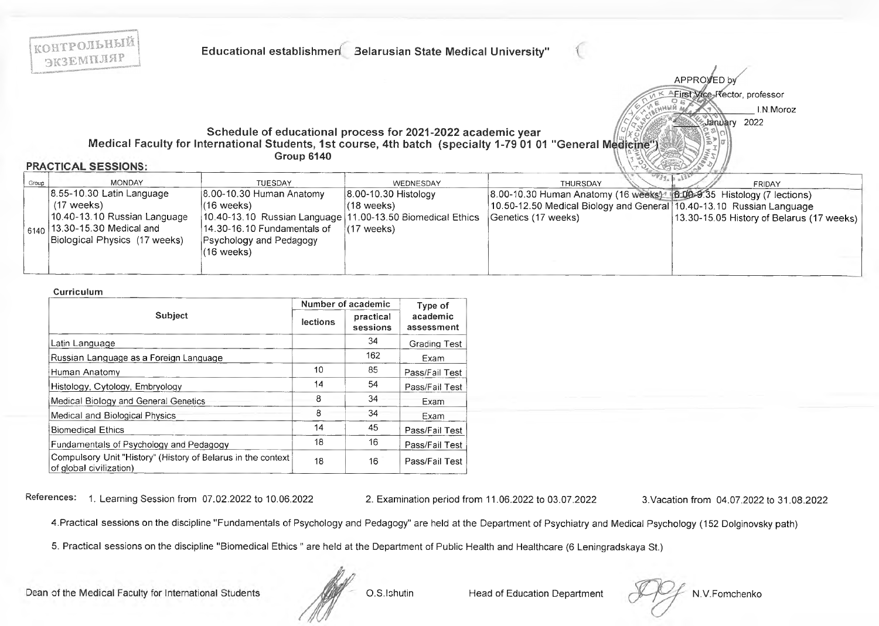КОНТРОЛЬНЫЙ ЭКЗЕМПЛЯР

Educational establishment "Belarusian State Medical University"

APPROVED by
First Vice-Rector, professor
I.N.Moroz
January 2022

## Schedule of educational process for 2021-2022 academic year
### Medical Faculty for International Students, 1st course, 4th batch (specialty 1-79 01 01 "General Medicine")
### Group 6140

**PRACTICAL SESSIONS:**

| Group | MONDAY | TUESDAY | WEDNESDAY | THURSDAY | FRIDAY |
|---|---|---|---|---|---|
| 6140 | 8.55-10.30 Latin Language (17 weeks)<br>10.40-13.10 Russian Language<br>13.30-15.30 Medical and Biological Physics (17 weeks) | 8.00-10.30 Human Anatomy (16 weeks)<br>10.40-13.10 Russian Language<br>14.30-16.10 Fundamentals of Psychology and Pedagogy (16 weeks) | 8.00-10.30 Histology (18 weeks)<br>11.00-13.50 Biomedical Ethics (17 weeks) | 8.00-10.30 Human Anatomy (16 weeks)<br>10.50-12.50 Medical Biology and General Genetics (17 weeks) | 8.00-9.35 Histology (7 lections)<br>10.40-13.10 Russian Language<br>13.30-15.05 History of Belarus (17 weeks) |

**Curriculum**

| Subject | Number of academic | | Type of academic assessment |
|---|---|---|---|
| | lections | practical sessions | |
| Latin Language | | 34 | Grading Test |
| Russian Language as a Foreign Language | | 162 | Exam |
| Human Anatomy | 10 | 85 | Pass/Fail Test |
| Histology, Cytology, Embryology | 14 | 54 | Pass/Fail Test |
| Medical Biology and General Genetics | 8 | 34 | Exam |
| Medical and Biological Physics | 8 | 34 | Exam |
| Biomedical Ethics | 14 | 45 | Pass/Fail Test |
| Fundamentals of Psychology and Pedagogy | 18 | 16 | Pass/Fail Test |
| Compulsory Unit "History" (History of Belarus in the context of global civilization) | 18 | 16 | Pass/Fail Test |

References: 1. Learning Session from 07.02.2022 to 10.06.2022 2. Examination period from 11.06.2022 to 03.07.2022 3. Vacation from 04.07.2022 to 31.08.2022

4. Practical sessions on the discipline "Fundamentals of Psychology and Pedagogy" are held at the Department of Psychiatry and Medical Psychology (152 Dolginovsky path)

5. Practical sessions on the discipline "Biomedical Ethics " are held at the Department of Public Health and Healthcare (6 Leningradskaya St.)

Dean of the Medical Faculty for International Students O.S.Ishutin Head of Education Department N.V.Fomchenko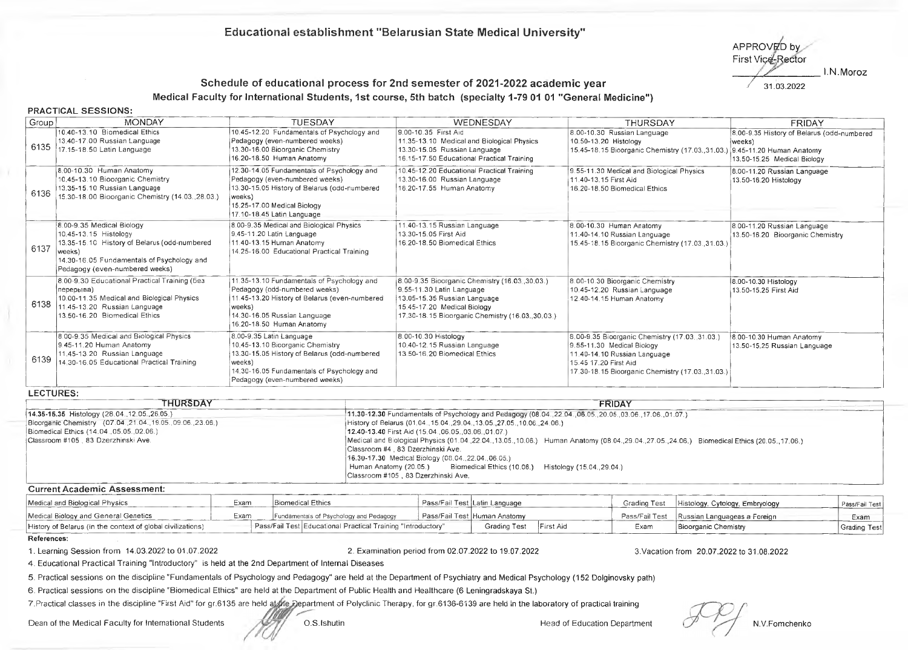**Educational establishment "Belarusian State Medical University"**

APPROVED by
First Vice-Rector
_____________ I.N.Moroz
31.03.2022

## Schedule of educational process for 2nd semester of 2021-2022 academic year

### Medical Faculty for International Students, 1st course, 5th batch (specialty 1-79 01 01 "General Medicine")

**PRACTICAL SESSIONS:**

| Group | MONDAY | TUESDAY | WEDNESDAY | THURSDAY | FRIDAY |
|---|---|---|---|---|---|
| 6135 | 10.40-13.10 Biomedical Ethics<br>13.40-17.00 Russian Language<br>17.15-18.50 Latin Language | 10.45-12.20 Fundamentals of Psychology and Pedagogy (even-numbered weeks)<br>13.30-16.00 Bioorganic Chemistry<br>16.20-18.50 Human Anatomy | 9.00-10.35 First Aid<br>11.35-13.10 Medical and Biological Physics<br>13.30-15.05 Russian Language<br>16.15-17.50 Educational Practical Training | 8.00-10.30 Russian Language<br>10.50-13.20 Histology<br>15.45-18.15 Bioorganic Chemistry (17.03.,31.03.) | 8.00-9.35 History of Belarus (odd-numbered weeks)<br>9.45-11.20 Human Anatomy<br>13.50-15.25 Medical Biology |
| 6136 | 8.00-10.30 Human Anatomy<br>10.45-13.10 Bioorganic Chemistry<br>13.35-15.10 Russian Language<br>15.30-18.00 Bioorganic Chemistry (14.03.,28.03.) | 12.30-14.05 Fundamentals of Psychology and Pedagogy (even-numbered weeks)<br>13.30-15.05 History of Belarus (odd-numbered weeks)<br>15.25-17.00 Medical Biology<br>17.10-18.45 Latin Language | 10.45-12.20 Educational Practical Training<br>13.30-16.00 Russian Language<br>16.20-17.55 Human Anatomy | 9.55-11.30 Medical and Biological Physics<br>11.40-13.15 First Aid<br>16.20-18.50 Biomedical Ethics | 8.00-11.20 Russian Language<br>13.50-16.20 Histology |
| 6137 | 8.00-9.35 Medical Biology<br>10.45-13.15 Histology<br>13.35-15.10 History of Belarus (odd-numbered weeks)<br>14.30-16.05 Fundamentals of Psychology and Pedagogy (even-numbered weeks) | 8.00-9.35 Medical and Biological Physics<br>9.45-11.20 Latin Language<br>11.40-13.15 Human Anatomy<br>14.25-16.00 Educational Practical Training | 11.40-13.15 Russian Language<br>13.30-15.05 First Aid<br>16.20-18.50 Biomedical Ethics | 8.00-10.30 Human Anatomy<br>11.40-14.10 Russian Language<br>15.45-18.15 Bioorganic Chemistry (17.03.,31.03.) | 8.00-11.20 Russian Language<br>13.50-16.20 Bioorganic Chemistry |
| 6138 | 8.00-9.30 Educational Practical Training (без перерыва)<br>10.00-11.35 Medical and Biological Physics<br>11.45-13.20 Russian Language<br>13.50-16.20 Biomedical Ethics | 11.35-13.10 Fundamentals of Psychology and Pedagogy (odd-numbered weeks)<br>11.45-13.20 History of Belarus (even-numbered weeks)<br>14.30-16.05 Russian Language<br>16.20-18.50 Human Anatomy | 8.00-9.35 Bioorganic Chemistry (16.03.,30.03.)<br>9.55-11.30 Latin Language<br>13.05-15.35 Russian Language<br>15.45-17.20 Medical Biology<br>17.30-18.15 Bioorganic Chemistry (16.03.,30.03.) | 8.00-10.30 Bioorganic Chemistry<br>10.45-12.20 Russian Language<br>12.40-14.15 Human Anatomy | 8.00-10.30 Histology<br>13.50-15.25 First Aid |
| 6139 | 8.00-9.35 Medical and Biological Physics<br>9.45-11.20 Human Anatomy<br>11.45-13.20 Russian Language<br>14.30-16.05 Educational Practical Training | 8.00-9.35 Latin Language<br>10.45-13.10 Bioorganic Chemistry<br>13.30-15.05 History of Belarus (odd-numbered weeks)<br>14.30-16.05 Fundamentals of Psychology and Pedagogy (even-numbered weeks) | 8.00-10.30 Histology<br>10.40-12.15 Russian Language<br>13.50-16.20 Biomedical Ethics | 8.00-9.35 Bioorganic Chemistry (17.03.,31.03.)<br>9.55-11.30 Medical Biology<br>11.40-14.10 Russian Language<br>15.45-17.20 First Aid<br>17.30-18.15 Bioorganic Chemistry (17.03.,31.03.) | 8.00-10.30 Human Anatomy<br>13.50-15.25 Russian Language |

**LECTURES:**

| THURSDAY | FRIDAY |
|---|---|
| **14.35-15.35** Histology (28.04.,12.05.,26.05.)<br>Bioorganic Chemistry (07.04.,21.04.,19.05.,09.06.,23.06.)<br>Biomedical Ethics (14.04.,05.05.,02.06.)<br>Classroom #105 , 83 Dzerzhinski Ave. | **11.30-12.30** Fundamentals of Psychology and Pedagogy (08.04.,22.04.,06.05.,20.05.,03.06.,17.06.,01.07.)<br>History of Belarus (01.04.,15.04.,29.04.,13.05.,27.05.,10.06.,24.06.)<br>**12.40-13.40** First Aid (15.04.,06.05.,03.06.,01.07.)<br>Medical and Biological Physics (01.04.,22.04.,13.05.,10.06.) Human Anatomy (08.04.,29.04.,27.05.,24.06.) Biomedical Ethics (20.05.,17.06.)<br>Classroom #4 , 83 Dzerzhinski Ave.<br>**16.30-17.30** Medical Biology (08.04.,22.04.,06.05.)<br>Human Anatomy (20.05.) Biomedical Ethics (10.06.) Histology (15.04.,29.04.)<br>Classroom #105 , 83 Dzerzhinski Ave. |

**Current Academic Assessment:**

| Discipline | Assessment | Discipline | Assessment | Discipline | Assessment | Discipline | Assessment |
|---|---|---|---|---|---|---|---|
| Medical and Biological Physics | Exam | Biomedical Ethics | Pass/Fail Test | Latin Language | Grading Test | Histology, Cytology, Embryology | Pass/Fail Test |
| Medical Biology and General Genetics | Exam | Fundamentals of Psychology and Pedagogy | Pass/Fail Test | Human Anatomy | Pass/Fail Test | Russian Languageas a Foreign | Exam |
| History of Belarus (in the context of global civilizations) | Pass/Fail Test | Educational Practical Training "Introductory" | Grading Test | First Aid | Exam | Bioorganic Chemistry | Grading Test |

**References:**

1. Learning Session from 14.03.2022 to 01.07.2022
2. Examination period from 02.07.2022 to 19.07.2022
3. Vacation from 20.07.2022 to 31.08.2022
4. Educational Practical Training "Introductory" is held at the 2nd Department of Internal Diseases
5. Practical sessions on the discipline "Fundamentals of Psychology and Pedagogy" are held at the Department of Psychiatry and Medical Psychology (152 Dolginovsky path)
6. Practical sessions on the discipline "Biomedical Ethics" are held at the Department of Public Health and Healthcare (6 Leningradskaya St.)
7. Practical classes in the discipline "First Aid" for gr.6135 are held at the Department of Polyclinic Therapy, for gr.6136-6139 are held in the laboratory of practical training

Dean of the Medical Faculty for International Students _____________ O.S.Ishutin

Head of Education Department _____________ N.V.Fomchenko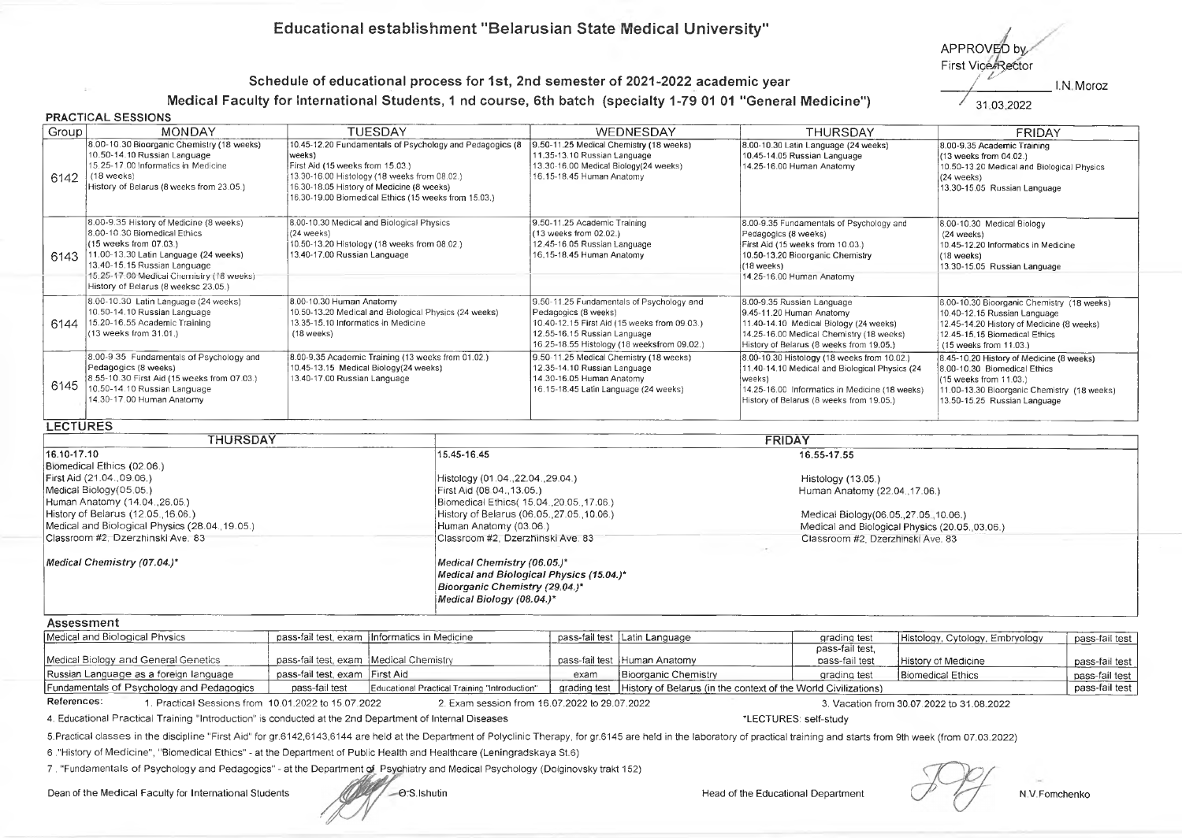# Educational establishment "Belarusian State Medical University"

APPROVED by
First Vice-Rector
\_\_\_\_\_\_\_\_\_\_\_\_ I.N.Moroz
31.03.2022

## Schedule of educational process for 1st, 2nd semester of 2021-2022 academic year

### Medical Faculty for International Students, 1 nd course, 6th batch (specialty 1-79 01 01 "General Medicine")

**PRACTICAL SESSIONS**

| Group | MONDAY | TUESDAY | WEDNESDAY | THURSDAY | FRIDAY |
|---|---|---|---|---|---|
| 6142 | 8.00-10.30 Bioorganic Chemistry (18 weeks)<br>10.50-14.10 Russian Language<br>15.25-17.00 Informatics in Medicine (18 weeks)<br>History of Belarus (8 weeks from 23.05.) | 10.45-12.20 Fundamentals of Psychology and Pedagogics (8 weeks)<br>First Aid (15 weeks from 15.03.)<br>13.30-16.00 Histology (18 weeks from 08.02.)<br>16.30-18.05 History of Medicine (8 weeks)<br>16.30-19.00 Biomedical Ethics (15 weeks from 15.03.) | 9.50-11.25 Medical Chemistry (18 weeks)<br>11.35-13.10 Russian Language<br>13.30-16.00 Medical Biology(24 weeks)<br>16.15-18.45 Human Anatomy | 8.00-10.30 Latin Language (24 weeks)<br>10.45-14.05 Russian Language<br>14.25-16.00 Human Anatomy | 8.00-9.35 Academic Training (13 weeks from 04.02.)<br>10.50-13.20 Medical and Biological Physics (24 weeks)<br>13.30-15.05 Russian Language |
| 6143 | 8.00-9.35 History of Medicine (8 weeks)<br>8.00-10.30 Biomedical Ethics (15 weeks from 07.03.)<br>11.00-13.30 Latin Language (24 weeks)<br>13.40-15.15 Russian Language<br>15.25-17.00 Medical Chemistry (18 weeks)<br>History of Belarus (8 weeksc 23.05.) | 8.00-10.30 Medical and Biological Physics (24 weeks)<br>10.50-13.20 Histology (18 weeks from 08.02.)<br>13.40-17.00 Russian Language | 9.50-11.25 Academic Training (13 weeks from 02.02.)<br>12.45-16.05 Russian Language<br>16.15-18.45 Human Anatomy | 8.00-9.35 Fundamentals of Psychology and Pedagogics (8 weeks)<br>First Aid (15 weeks from 10.03.)<br>10.50-13.20 Bioorganic Chemistry (18 weeks)<br>14.25-16.00 Human Anatomy | 8.00-10.30 Medical Biology (24 weeks)<br>10.45-12.20 Informatics in Medicine (18 weeks)<br>13.30-15.05 Russian Language |
| 6144 | 8.00-10.30 Latin Language (24 weeks)<br>10.50-14.10 Russian Language<br>15.20-16.55 Academic Training (13 weeks from 31.01.) | 8.00-10.30 Human Anatomy<br>10.50-13.20 Medical and Biological Physics (24 weeks)<br>13.35-15.10 Informatics in Medicine (18 weeks) | 9.50-11.25 Fundamentals of Psychology and Pedagogics (8 weeks)<br>10.40-12.15 First Aid (15 weeks from 09.03.)<br>12.55-16.15 Russian Language<br>16.25-18.55 Histology (18 weeksfrom 09.02.) | 8.00-9.35 Russian Language<br>9.45-11.20 Human Anatomy<br>11.40-14.10 Medical Biology (24 weeks)<br>14.25-16.00 Medical Chemistry (18 weeks)<br>History of Belarus (8 weeks from 19.05.) | 8.00-10.30 Bioorganic Chemistry (18 weeks)<br>10.40-12.15 Russian Language<br>12.45-14.20 History of Medicine (8 weeks)<br>12.45-15.15 Biomedical Ethics (15 weeks from 11.03.) |
| 6145 | 8.00-9.35 Fundamentals of Psychology and Pedagogics (8 weeks)<br>8.55-10.30 First Aid (15 weeks from 07.03.)<br>10.50-14.10 Russian Language<br>14.30-17.00 Human Anatomy | 8.00-9.35 Academic Training (13 weeks from 01.02.)<br>10.45-13.15 Medical Biology(24 weeks)<br>13.40-17.00 Russian Language | 9.50-11.25 Medical Chemistry (18 weeks)<br>12.35-14.10 Russian Language<br>14.30-16.05 Human Anatomy<br>16.15-18.45 Latin Language (24 weeks) | 8.00-10.30 Histology (18 weeks from 10.02.)<br>11.40-14.10 Medical and Biological Physics (24 weeks)<br>14.25-16.00 Informatics in Medicine (18 weeks)<br>History of Belarus (8 weeks from 19.05.) | 8.45-10.20 History of Medicine (8 weeks)<br>8.00-10.30 Biomedical Ethics (15 weeks from 11.03.)<br>11.00-13.30 Bioorganic Chemistry (18 weeks)<br>13.50-15.25 Russian Language |

**LECTURES**

| THURSDAY | FRIDAY | |
|---|---|---|
| 16.10-17.10 | 15.45-16.45 | 16.55-17.55 |
| Biomedical Ethics (02.06.)<br>First Aid (21.04.,09.06.)<br>Medical Biology(05.05.)<br>Human Anatomy (14.04.,26.05.)<br>History of Belarus (12.05.,16.06.)<br>Medical and Biological Physics (28.04.,19.05.)<br>Classroom #2, Dzerzhinski Ave. 83 | Histology (01.04.,22.04.,29.04.)<br>First Aid (08.04.,13.05.)<br>Biomedical Ethics( 15.04.,20.05.,17.06.)<br>History of Belarus (06.05.,27.05.,10.06.)<br>Human Anatomy (03.06.)<br>Classroom #2, Dzerzhinski Ave. 83 | Histology (13.05.)<br>Human Anatomy (22.04.,17.06.)<br>Medical Biology(06.05.,27.05.,10.06.)<br>Medical and Biological Physics (20.05.,03.06.)<br>Classroom #2, Dzerzhinski Ave. 83 |
| *Medical Chemistry (07.04.)** | *Medical Chemistry (06.05.)**<br>*Medical and Biological Physics (15.04.)**<br>*Bioorganic Chemistry (29.04.)**<br>*Medical Biology (08.04.)** | |

**Assessment**

| | | | | | | | |
|---|---|---|---|---|---|---|---|
| Medical and Biological Physics | pass-fail test, exam | Informatics in Medicine | pass-fail test | Latin Language | grading test | Histology, Cytology, Embryology | pass-fail test |
| Medical Biology and General Genetics | pass-fail test, exam | Medical Chemistry | pass-fail test | Human Anatomy | pass-fail test, pass-fail test | History of Medicine | pass-fail test |
| Russian Language as a foreign language | pass-fail test, exam | First Aid | exam | Bioorganic Chemistry | grading test | Biomedical Ethics | pass-fail test |
| Fundamentals of Psychology and Pedagogics | pass-fail test | Educational Practical Training "Introduction" | grading test | History of Belarus (in the context of the World Civilizations) | | | pass-fail test |

References: 1. Practical Sessions from 10.01.2022 to 15.07.2022 2. Exam session from 16.07.2022 to 29.07.2022 3. Vacation from 30.07.2022 to 31.08.2022

4. Educational Practical Training "Introduction" is conducted at the 2nd Department of Internal Diseases

*LECTURES: self-study

5. Practical classes in the discipline "First Aid" for gr.6142,6143,6144 are held at the Department of Polyclinic Therapy, for gr.6145 are held in the laboratory of practical training and starts from 9th week (from 07.03.2022)

6. "History of Medicine", "Biomedical Ethics" - at the Department of Public Health and Healthcare (Leningradskaya St.6)

7. "Fundamentals of Psychology and Pedagogics" - at the Department of Psychiatry and Medical Psychology (Dolginovsky trakt 152)

Dean of the Medical Faculty for International Students O.S.Ishutin

Head of the Educational Department N.V.Fomchenko